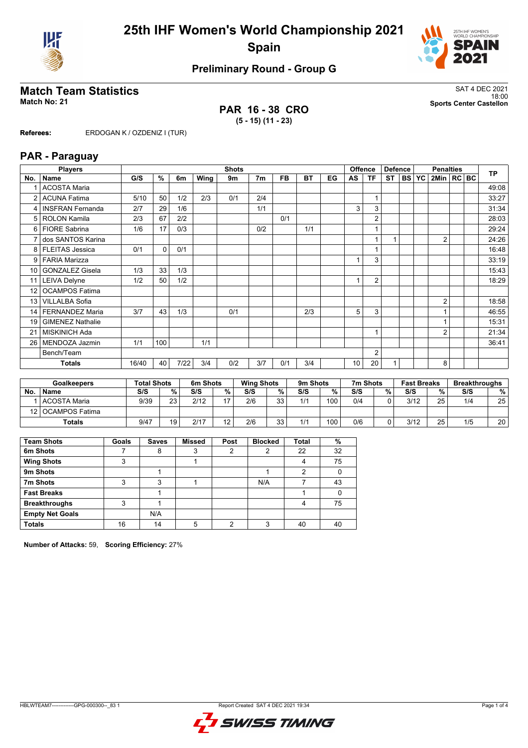# 25th IHF Women's World Championship 2021

## Spain

### Preliminary Round - Group G

## Match Team Statistics

**Match No: 21**

SAT 4 DEC 2021
18:00
**Sports Center Castellon**

**PAR 16 - 38 CRO**
**(5 - 15) (11 - 23)**

**Referees:** ERDOGAN K / OZDENIZ I (TUR)

## PAR - Paraguay

| No. | Name | G/S | % | 6m | Wing | 9m | 7m | FB | BT | EG | AS | TF | ST | BS | YC | 2Min | RC | BC | TP |
|---|---|---|---|---|---|---|---|---|---|---|---|---|---|---|---|---|---|---|---|
| 1 | ACOSTA Maria | | | | | | | | | | | | | | | | | | 49:08 |
| 2 | ACUNA Fatima | 5/10 | 50 | 1/2 | 2/3 | 0/1 | 2/4 | | | | | 1 | | | | | | | 33:27 |
| 4 | INSFRAN Fernanda | 2/7 | 29 | 1/6 | | | 1/1 | | | | 3 | 3 | | | | | | | 31:34 |
| 5 | ROLON Kamila | 2/3 | 67 | 2/2 | | | | 0/1 | | | | 2 | | | | | | | 28:03 |
| 6 | FIORE Sabrina | 1/6 | 17 | 0/3 | | | 0/2 | | 1/1 | | | 1 | | | | | | | 29:24 |
| 7 | dos SANTOS Karina | | | | | | | | | | | 1 | 1 | | | 2 | | | 24:26 |
| 8 | FLEITAS Jessica | 0/1 | 0 | 0/1 | | | | | | | | 1 | | | | | | | 16:48 |
| 9 | FARIA Marizza | | | | | | | | | | 1 | 3 | | | | | | | 33:19 |
| 10 | GONZALEZ Gisela | 1/3 | 33 | 1/3 | | | | | | | | | | | | | | | 15:43 |
| 11 | LEIVA Delyne | 1/2 | 50 | 1/2 | | | | | | | 1 | 2 | | | | | | | 18:29 |
| 12 | OCAMPOS Fatima | | | | | | | | | | | | | | | | | | |
| 13 | VILLALBA Sofia | | | | | | | | | | | | | | | 2 | | | 18:58 |
| 14 | FERNANDEZ Maria | 3/7 | 43 | 1/3 | | 0/1 | | | 2/3 | | 5 | 3 | | | | 1 | | | 46:55 |
| 19 | GIMENEZ Nathalie | | | | | | | | | | | | | | | 1 | | | 15:31 |
| 21 | MISKINICH Ada | | | | | | | | | | | 1 | | | | 2 | | | 21:34 |
| 26 | MENDOZA Jazmin | 1/1 | 100 | | 1/1 | | | | | | | | | | | | | | 36:41 |
| | Bench/Team | | | | | | | | | | | 2 | | | | | | | |
| | **Totals** | 16/40 | 40 | 7/22 | 3/4 | 0/2 | 3/7 | 0/1 | 3/4 | | 10 | 20 | 1 | | | 8 | | | |

| No. | Goalkeepers | Total Shots S/S | % | 6m Shots S/S | % | Wing Shots S/S | % | 9m Shots S/S | % | 7m Shots S/S | % | Fast Breaks S/S | % | Breakthroughs S/S | % |
|---|---|---|---|---|---|---|---|---|---|---|---|---|---|---|---|
| 1 | ACOSTA Maria | 9/39 | 23 | 2/12 | 17 | 2/6 | 33 | 1/1 | 100 | 0/4 | 0 | 3/12 | 25 | 1/4 | 25 |
| 12 | OCAMPOS Fatima | | | | | | | | | | | | | | |
| | **Totals** | 9/47 | 19 | 2/17 | 12 | 2/6 | 33 | 1/1 | 100 | 0/6 | 0 | 3/12 | 25 | 1/5 | 20 |

| Team Shots | Goals | Saves | Missed | Post | Blocked | Total | % |
|---|---|---|---|---|---|---|---|
| 6m Shots | 7 | 8 | 3 | 2 | 2 | 22 | 32 |
| Wing Shots | 3 | | 1 | | | 4 | 75 |
| 9m Shots | | 1 | | | 1 | 2 | 0 |
| 7m Shots | 3 | 3 | 1 | | N/A | 7 | 43 |
| Fast Breaks | | 1 | | | | 1 | 0 |
| Breakthroughs | 3 | 1 | | | | 4 | 75 |
| Empty Net Goals | | N/A | | | | | |
| Totals | 16 | 14 | 5 | 2 | 3 | 40 | 40 |

**Number of Attacks:** 59, **Scoring Efficiency:** 27%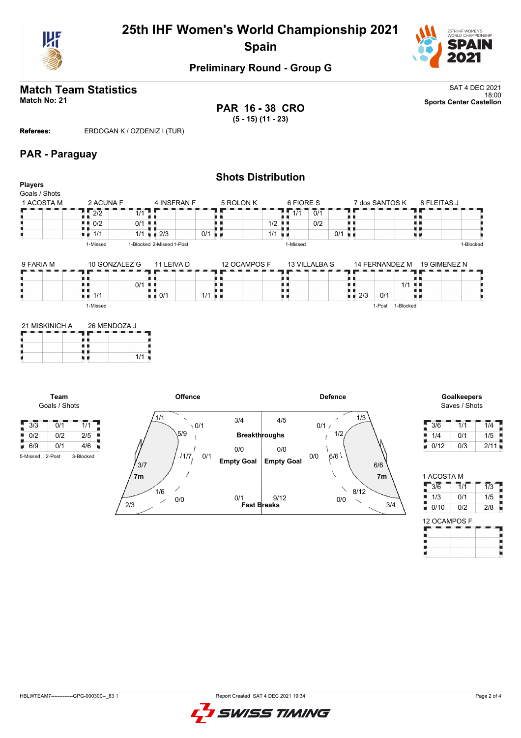# 25th IHF Women's World Championship 2021
## Spain

### Preliminary Round - Group G

## Match Team Statistics
**Match No: 21**

SAT 4 DEC 2021
18:00
**Sports Center Castellon**

**PAR 16 - 38 CRO**
**(5 - 15) (11 - 23)**

**Referees:** ERDOGAN K / OZDENIZ I (TUR)

## PAR - Paraguay

### Shots Distribution

**Players**
Goals / Shots

**1 ACOSTA M**

| | | |
|---|---|---|
| | | |
| | | |
| | | |

**2 ACUNA F**

| | | |
|---|---|---|
| 2/2 | | 1/1 |
| 0/2 | | 0/1 |
| 1/1 | | 1/1 |

1-Missed, 1-Blocked

**4 INSFRAN F**

| | | |
|---|---|---|
| | | |
| | | |
| 2/3 | | 0/1 |

2-Missed, 1-Post

**5 ROLON K**

| | | |
|---|---|---|
| | | |
| | | 1/2 |
| | | 1/1 |

**6 FIORE S**

| | | |
|---|---|---|
| 1/1 | 0/1 | |
| | 0/2 | |
| | | 0/1 |

1-Missed

**7 dos SANTOS K**

| | | |
|---|---|---|
| | | |
| | | |
| | | |

**8 FLEITAS J**

| | | |
|---|---|---|
| | | |
| | | |
| | | |

1-Blocked

**9 FARIA M**

| | | |
|---|---|---|
| | | |
| | | |
| | | |

**10 GONZALEZ G**

| | | |
|---|---|---|
| | | |
| | | 0/1 |
| 1/1 | | |

1-Missed

**11 LEIVA D**

| | | |
|---|---|---|
| | | |
| | | |
| 0/1 | | 1/1 |

**12 OCAMPOS F**

| | | |
|---|---|---|
| | | |
| | | |
| | | |

**13 VILLALBA S**

| | | |
|---|---|---|
| | | |
| | | |
| | | |

**14 FERNANDEZ M**

| | | |
|---|---|---|
| | | |
| | | 1/1 |
| 2/3 | 0/1 | |

1-Post, 1-Blocked

**19 GIMENEZ N**

| | | |
|---|---|---|
| | | |
| | | |
| | | |

**21 MISKINICH A**

| | | |
|---|---|---|
| | | |
| | | |
| | | |

**26 MENDOZA J**

| | | |
|---|---|---|
| | | |
| | | |
| | | 1/1 |

**Team**
Goals / Shots

| | | |
|---|---|---|
| 3/3 | 0/1 | 1/1 |
| 0/2 | 0/2 | 2/5 |
| 6/9 | 0/1 | 4/6 |

5-Missed, 2-Post, 3-Blocked

**Offence**

- Wing: 1/1, 0/1
- 6m: 5/9
- 9m: 1/7, 0/1
- 7m: 3/7
- 1/6, 0/0
- 2/3
- Breakthroughs: 3/4
- Empty Goal: 0/0
- Fast Breaks: 0/1

**Defence**

- Breakthroughs: 4/5
- Empty Goal: 0/0
- Fast Breaks: 9/12
- Wing: 1/3, 0/1
- 6m: 1/2
- 9m: 6/6, 0/0
- 7m: 6/6
- 8/12, 0/0
- 3/4

**Goalkeepers**
Saves / Shots

| | | |
|---|---|---|
| 3/6 | 1/1 | 1/4 |
| 1/4 | 0/1 | 1/5 |
| 0/12 | 0/3 | 2/11 |

**1 ACOSTA M**

| | | |
|---|---|---|
| 3/6 | 1/1 | 1/3 |
| 1/3 | 0/1 | 1/5 |
| 0/10 | 0/2 | 2/8 |

**12 OCAMPOS F**

| | | |
|---|---|---|
| | | |
| | | |
| | | |

HBLWTEAM7-------------GPG-000300--_83 1 Report Created SAT 4 DEC 2021 19:34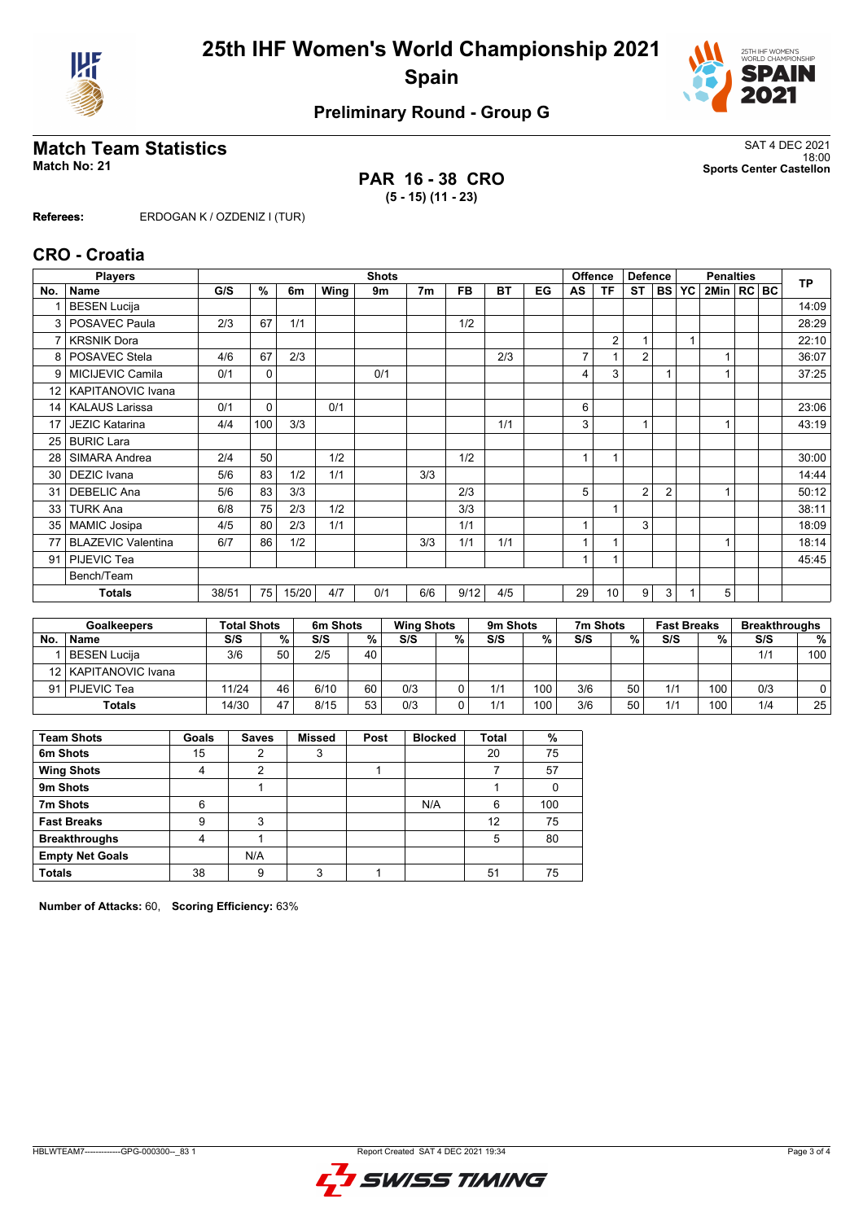# 25th IHF Women's World Championship 2021
## Spain

### Preliminary Round - Group G

## Match Team Statistics

**Match No: 21**

SAT 4 DEC 2021
18:00
**Sports Center Castellon**

### PAR 16 - 38 CRO
**(5 - 15) (11 - 23)**

**Referees:** ERDOGAN K / OZDENIZ I (TUR)

## CRO - Croatia

| Players | | Shots | | | | | | | | | Offence | | Defence | | | Penalties | | | TP |
|---|---|---|---|---|---|---|---|---|---|---|---|---|---|---|---|---|---|---|---|
| No. | Name | G/S | % | 6m | Wing | 9m | 7m | FB | BT | EG | AS | TF | ST | BS | YC | 2Min | RC | BC | |
| 1 | BESEN Lucija | | | | | | | | | | | | | | | | | | 14:09 |
| 3 | POSAVEC Paula | 2/3 | 67 | 1/1 | | | | 1/2 | | | | | | | | | | | 28:29 |
| 7 | KRSNIK Dora | | | | | | | | | | | 2 | 1 | | 1 | | | | 22:10 |
| 8 | POSAVEC Stela | 4/6 | 67 | 2/3 | | | | | 2/3 | | 7 | 1 | 2 | | | 1 | | | 36:07 |
| 9 | MICIJEVIC Camila | 0/1 | 0 | | | 0/1 | | | | | 4 | 3 | | 1 | | 1 | | | 37:25 |
| 12 | KAPITANOVIC Ivana | | | | | | | | | | | | | | | | | | |
| 14 | KALAUS Larissa | 0/1 | 0 | | 0/1 | | | | | | 6 | | | | | | | | 23:06 |
| 17 | JEZIC Katarina | 4/4 | 100 | 3/3 | | | | | 1/1 | | 3 | | 1 | | | 1 | | | 43:19 |
| 25 | BURIC Lara | | | | | | | | | | | | | | | | | | |
| 28 | SIMARA Andrea | 2/4 | 50 | | 1/2 | | | 1/2 | | | 1 | 1 | | | | | | | 30:00 |
| 30 | DEZIC Ivana | 5/6 | 83 | 1/2 | 1/1 | | 3/3 | | | | | | | | | | | | 14:44 |
| 31 | DEBELIC Ana | 5/6 | 83 | 3/3 | | | | 2/3 | | | 5 | | 2 | 2 | | 1 | | | 50:12 |
| 33 | TURK Ana | 6/8 | 75 | 2/3 | 1/2 | | | 3/3 | | | | 1 | | | | | | | 38:11 |
| 35 | MAMIC Josipa | 4/5 | 80 | 2/3 | 1/1 | | | 1/1 | | | 1 | | 3 | | | | | | 18:09 |
| 77 | BLAZEVIC Valentina | 6/7 | 86 | 1/2 | | | 3/3 | 1/1 | 1/1 | | 1 | 1 | | | | 1 | | | 18:14 |
| 91 | PIJEVIC Tea | | | | | | | | | | 1 | 1 | | | | | | | 45:45 |
| | Bench/Team | | | | | | | | | | | | | | | | | | |
| | **Totals** | 38/51 | 75 | 15/20 | 4/7 | 0/1 | 6/6 | 9/12 | 4/5 | | 29 | 10 | 9 | 3 | 1 | 5 | | | |

| Goalkeepers | | Total Shots | | 6m Shots | | Wing Shots | | 9m Shots | | 7m Shots | | Fast Breaks | | Breakthroughs | |
|---|---|---|---|---|---|---|---|---|---|---|---|---|---|---|---|
| No. | Name | S/S | % | S/S | % | S/S | % | S/S | % | S/S | % | S/S | % | S/S | % |
| 1 | BESEN Lucija | 3/6 | 50 | 2/5 | 40 | | | | | | | | | 1/1 | 100 |
| 12 | KAPITANOVIC Ivana | | | | | | | | | | | | | | |
| 91 | PIJEVIC Tea | 11/24 | 46 | 6/10 | 60 | 0/3 | 0 | 1/1 | 100 | 3/6 | 50 | 1/1 | 100 | 0/3 | 0 |
| | **Totals** | 14/30 | 47 | 8/15 | 53 | 0/3 | 0 | 1/1 | 100 | 3/6 | 50 | 1/1 | 100 | 1/4 | 25 |

| Team Shots | Goals | Saves | Missed | Post | Blocked | Total | % |
|---|---|---|---|---|---|---|---|
| 6m Shots | 15 | 2 | 3 | | | 20 | 75 |
| Wing Shots | 4 | 2 | | 1 | | 7 | 57 |
| 9m Shots | | 1 | | | | 1 | 0 |
| 7m Shots | 6 | | | | N/A | 6 | 100 |
| Fast Breaks | 9 | 3 | | | | 12 | 75 |
| Breakthroughs | 4 | 1 | | | | 5 | 80 |
| Empty Net Goals | | N/A | | | | | |
| Totals | 38 | 9 | 3 | 1 | | 51 | 75 |

**Number of Attacks:** 60, **Scoring Efficiency:** 63%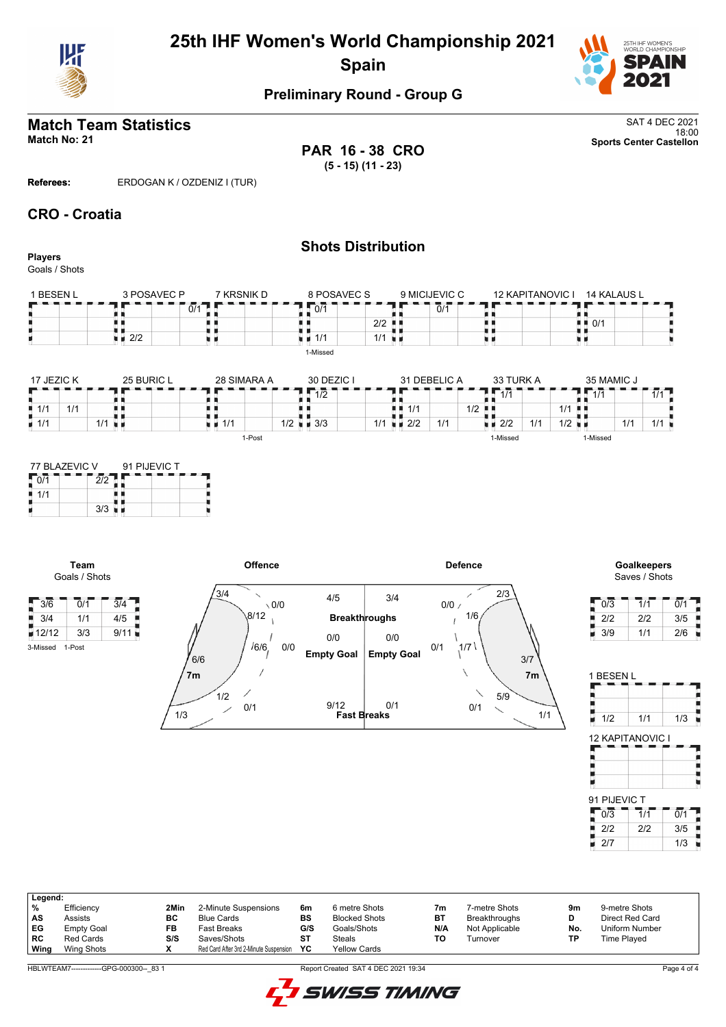# 25th IHF Women's World Championship 2021

## Spain

### Preliminary Round - Group G

## Match Team Statistics

**Match No: 21**

SAT 4 DEC 2021
18:00
**Sports Center Castellon**

**PAR 16 - 38 CRO**
**(5 - 15) (11 - 23)**

**Referees:** ERDOGAN K / OZDENIZ I (TUR)

## CRO - Croatia

### Shots Distribution

**Players**
Goals / Shots

1 BESEN L

3 POSAVEC P
0/1
2/2

7 KRSNIK D

8 POSAVEC S
0/1
2/2
1/1 1/1
1-Missed

9 MICIJEVIC C
0/1

12 KAPITANOVIC I

14 KALAUS L
0/1

17 JEZIC K
1/1 1/1
1/1 1/1

25 BURIC L

28 SIMARA A
1/1 1/2
1-Post

30 DEZIC I
1/2
3/3 1/1

31 DEBELIC A
1/1 1/2
2/2 1/1

33 TURK A
1/1
1/1
2/2 1/1 1/2
1-Missed

35 MAMIC J
1/1 1/1
1/1 1/1
1-Missed

77 BLAZEVIC V
0/1 2/2
1/1
3/3

91 PIJEVIC T

**Team**
Goals / Shots

| | | |
|---|---|---|
| 3/6 | 0/1 | 3/4 |
| 3/4 | 1/1 | 4/5 |
| 12/12 | 3/3 | 9/11 |

3-Missed 1-Post

**Offence**

3/4
0/0
8/12
6/6
0/0
6/6
7m
1/2
0/1
1/3

4/5 Breakthroughs 3/4
0/0 Empty Goal 0/0
9/12 Fast Breaks 0/1

**Defence**

0/0
2/3
1/6
0/1
1/7
3/7
7m
5/9
0/1
1/1

**Goalkeepers**
Saves / Shots

| | | |
|---|---|---|
| 0/3 | 1/1 | 0/1 |
| 2/2 | 2/2 | 3/5 |
| 3/9 | 1/1 | 2/6 |

1 BESEN L

| | | |
|---|---|---|
| | | |
| | | |
| 1/2 | 1/1 | 1/3 |

12 KAPITANOVIC I

91 PIJEVIC T

| | | |
|---|---|---|
| 0/3 | 1/1 | 0/1 |
| 2/2 | 2/2 | 3/5 |
| 2/7 | | 1/3 |

**Legend:**

| | | | | | | | | | |
|---|---|---|---|---|---|---|---|---|---|
| % | Efficiency | 2Min | 2-Minute Suspensions | 6m | 6 metre Shots | 7m | 7-metre Shots | 9m | 9-metre Shots |
| AS | Assists | BC | Blue Cards | BS | Blocked Shots | BT | Breakthroughs | D | Direct Red Card |
| EG | Empty Goal | FB | Fast Breaks | G/S | Goals/Shots | N/A | Not Applicable | No. | Uniform Number |
| RC | Red Cards | S/S | Saves/Shots | ST | Steals | TO | Turnover | TP | Time Played |
| Wing | Wing Shots | X | Red Card After 3rd 2-Minute Suspension | YC | Yellow Cards | | | | |

HBLWTEAM7--------------GPG-000300--_83 1    Report Created SAT 4 DEC 2021 19:34